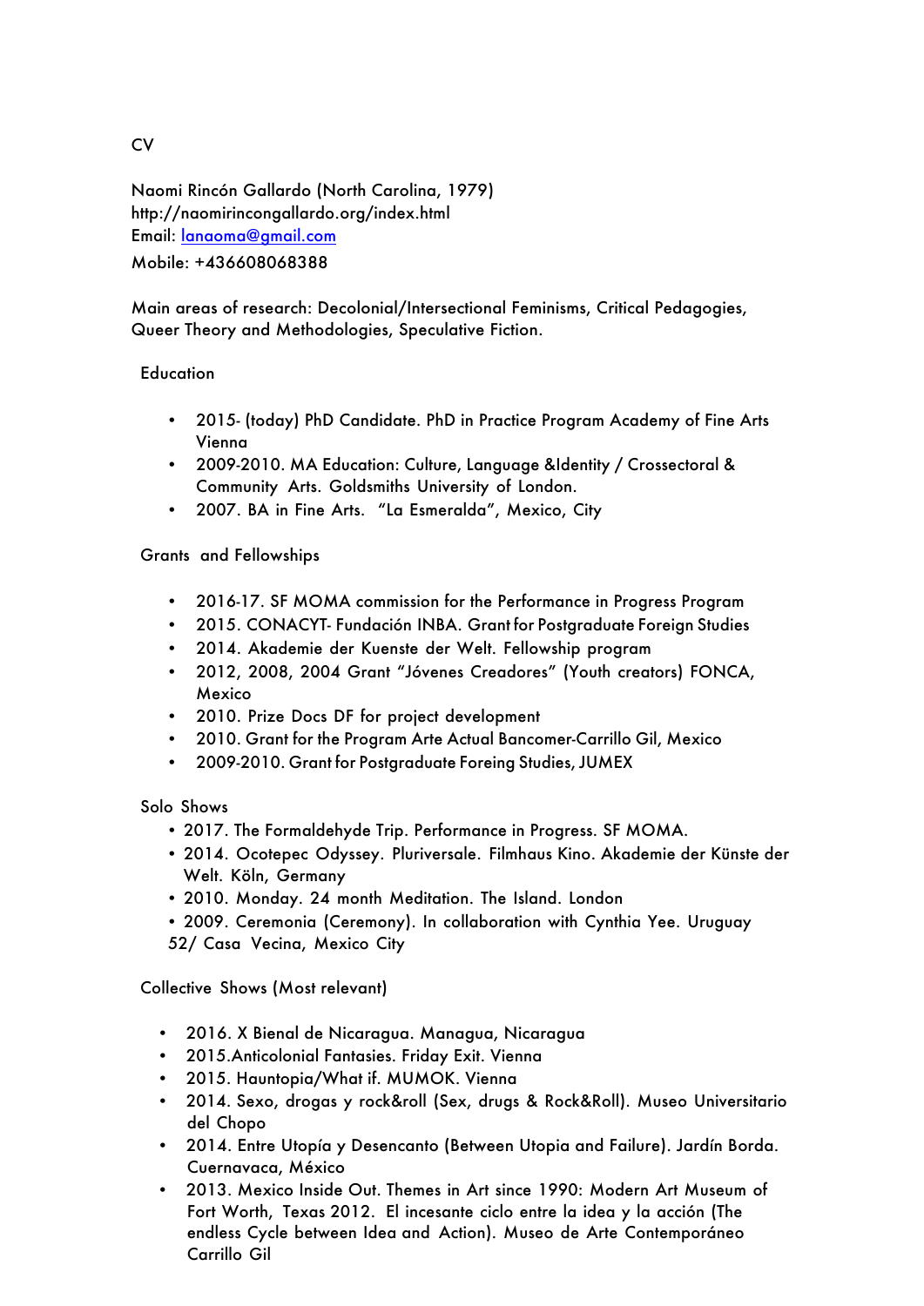CV

Naomi Rincón Gallardo (North Carolina, 1979)
http://naomirincongallardo.org/index.html
Email: [lanaoma@gmail.com](mailto:lanaoma@gmail.com)
Mobile: +436608068388

Main areas of research: Decolonial/Intersectional Feminisms, Critical Pedagogies, Queer Theory and Methodologies, Speculative Fiction.

## Education

- 2015- (today) PhD Candidate. PhD in Practice Program Academy of Fine Arts Vienna
- 2009-2010. MA Education: Culture, Language &Identity / Crossectoral & Community Arts. Goldsmiths University of London.
- 2007. BA in Fine Arts. "La Esmeralda", Mexico, City

## Grants and Fellowships

- 2016-17. SF MOMA commission for the Performance in Progress Program
- 2015. CONACYT- Fundación INBA. Grant for Postgraduate Foreign Studies
- 2014. Akademie der Kuenste der Welt. Fellowship program
- 2012, 2008, 2004 Grant "Jóvenes Creadores" (Youth creators) FONCA, Mexico
- 2010. Prize Docs DF for project development
- 2010. Grant for the Program Arte Actual Bancomer-Carrillo Gil, Mexico
- 2009-2010. Grant for Postgraduate Foreing Studies, JUMEX

## Solo Shows

- 2017. The Formaldehyde Trip. Performance in Progress. SF MOMA.
- 2014. Ocotepec Odyssey. Pluriversale. Filmhaus Kino. Akademie der Künste der Welt. Köln, Germany
- 2010. Monday. 24 month Meditation. The Island. London
- 2009. Ceremonia (Ceremony). In collaboration with Cynthia Yee. Uruguay 52/ Casa Vecina, Mexico City

## Collective Shows (Most relevant)

- 2016. X Bienal de Nicaragua. Managua, Nicaragua
- 2015.Anticolonial Fantasies. Friday Exit. Vienna
- 2015. Hauntopia/What if. MUMOK. Vienna
- 2014. Sexo, drogas y rock&roll (Sex, drugs & Rock&Roll). Museo Universitario del Chopo
- 2014. Entre Utopía y Desencanto (Between Utopia and Failure). Jardín Borda. Cuernavaca, México
- 2013. Mexico Inside Out. Themes in Art since 1990: Modern Art Museum of Fort Worth, Texas 2012. El incesante ciclo entre la idea y la acción (The endless Cycle between Idea and Action). Museo de Arte Contemporáneo Carrillo Gil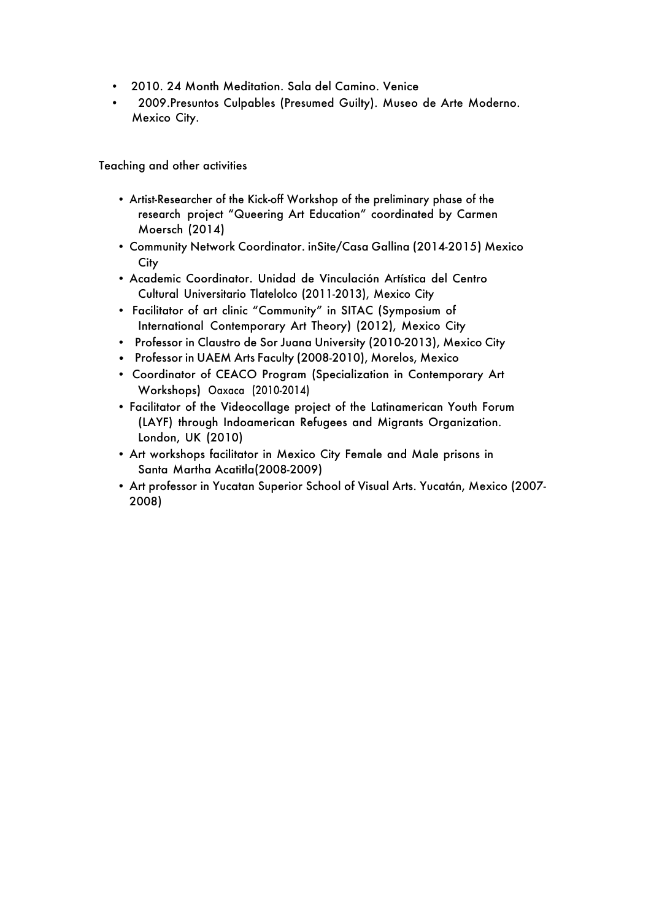- 2010. 24 Month Meditation. Sala del Camino. Venice
- 2009.Presuntos Culpables (Presumed Guilty). Museo de Arte Moderno. Mexico City.

Teaching and other activities

- Artist-Researcher of the Kick-off Workshop of the preliminary phase of the research project "Queering Art Education" coordinated by Carmen Moersch (2014)
- Community Network Coordinator. inSite/Casa Gallina (2014-2015) Mexico City
- Academic Coordinator. Unidad de Vinculación Artística del Centro Cultural Universitario Tlatelolco (2011-2013), Mexico City
- Facilitator of art clinic "Community" in SITAC (Symposium of International Contemporary Art Theory) (2012), Mexico City
- Professor in Claustro de Sor Juana University (2010-2013), Mexico City
- Professor in UAEM Arts Faculty (2008-2010), Morelos, Mexico
- Coordinator of CEACO Program (Specialization in Contemporary Art Workshops) Oaxaca (2010-2014)
- Facilitator of the Videocollage project of the Latinamerican Youth Forum (LAYF) through Indoamerican Refugees and Migrants Organization. London, UK (2010)
- Art workshops facilitator in Mexico City Female and Male prisons in Santa Martha Acatitla(2008-2009)
- Art professor in Yucatan Superior School of Visual Arts. Yucatán, Mexico (2007-2008)